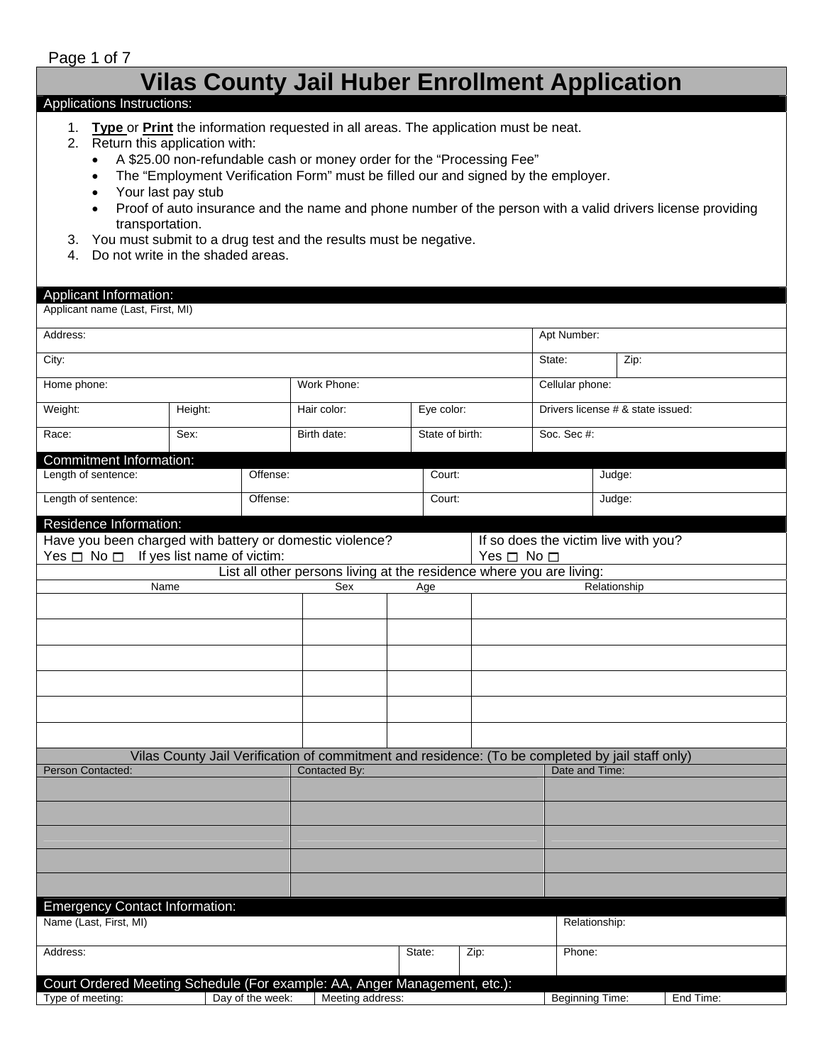# Vilas County Jail Huber Enrollment Application

## Applications Instructions:

1. **Type** or **Print** the information requested in all areas. The application must be neat.
2. Return this application with:
   - A $25.00 non-refundable cash or money order for the "Processing Fee"
   - The "Employment Verification Form" must be filled our and signed by the employer.
   - Your last pay stub
   - Proof of auto insurance and the name and phone number of the person with a valid drivers license providing transportation.
3. You must submit to a drug test and the results must be negative.
4. Do not write in the shaded areas.

## Applicant Information:

| Applicant name (Last, First, MI) | | | | | |
|---|---|---|---|---|---|
| Address: | | | | Apt Number: | |
| City: | | | | State: | Zip: |
| Home phone: | | Work Phone: | | Cellular phone: | |
| Weight: | Height: | Hair color: | Eye color: | Drivers license # & state issued: | |
| Race: | Sex: | Birth date: | State of birth: | Soc. Sec #: | |

## Commitment Information:

| Length of sentence: | Offense: | Court: | Judge: |
|---|---|---|---|
| Length of sentence: | Offense: | Court: | Judge: |

## Residence Information:

| Have you been charged with battery or domestic violence? Yes ☐ No ☐ If yes list name of victim: | If so does the victim live with you? Yes ☐ No ☐ |
|---|---|

List all other persons living at the residence where you are living:

| Name | Sex | Age | Relationship |
|---|---|---|---|
| | | | |
| | | | |
| | | | |
| | | | |
| | | | |
| | | | |

Vilas County Jail Verification of commitment and residence: (To be completed by jail staff only)

| Person Contacted: | Contacted By: | Date and Time: |
|---|---|---|
| | | |
| | | |
| | | |
| | | |
| | | |

## Emergency Contact Information:

| Name (Last, First, MI) | | | Relationship: |
|---|---|---|---|
| Address: | State: | Zip: | Phone: |

## Court Ordered Meeting Schedule (For example: AA, Anger Management, etc.):

| Type of meeting: | Day of the week: | Meeting address: | Beginning Time: | End Time: |
|---|---|---|---|---|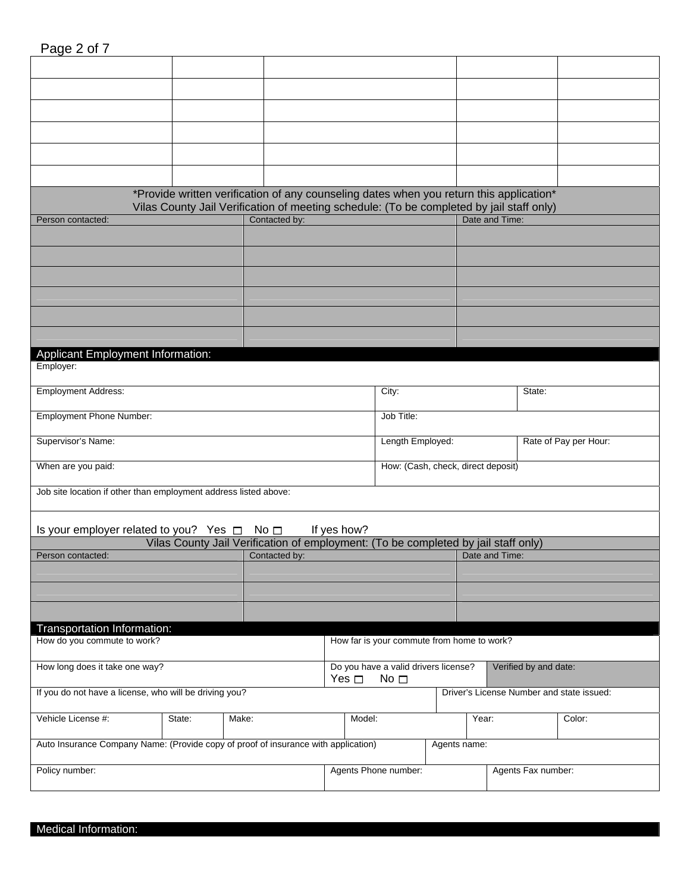| | | | | |
|---|---|---|---|---|
| | | | | |
| | | | | |
| | | | | |
| | | | | |
| | | | | |
| | | | | |

*Provide written verification of any counseling dates when you return this application*

Vilas County Jail Verification of meeting schedule: (To be completed by jail staff only)

| Person contacted: | Contacted by: | Date and Time: |
|---|---|---|
| | | |
| | | |
| | | |
| | | |
| | | |
| | | |

## Applicant Employment Information:

| | | |
|---|---|---|
| Employer: | | |
| Employment Address: | City: | State: |
| Employment Phone Number: | Job Title: | |
| Supervisor's Name: | Length Employed: | Rate of Pay per Hour: |
| When are you paid: | How: (Cash, check, direct deposit) | |
| Job site location if other than employment address listed above: | | |

Is your employer related to you? Yes ☐ No ☐ If yes how?

Vilas County Jail Verification of employment: (To be completed by jail staff only)

| Person contacted: | Contacted by: | Date and Time: |
|---|---|---|
| | | |
| | | |
| | | |

## Transportation Information:

| | | |
|---|---|---|
| How do you commute to work? | How far is your commute from home to work? | |
| How long does it take one way? | Do you have a valid drivers license? Yes ☐ No ☐ | Verified by and date: |
| If you do not have a license, who will be driving you? | Driver's License Number and state issued: | |

| Vehicle License #: | State: | Make: | Model: | Year: | Color: |
|---|---|---|---|---|---|

| | | |
|---|---|---|
| Auto Insurance Company Name: (Provide copy of proof of insurance with application) | Agents name: | |
| Policy number: | Agents Phone number: | Agents Fax number: |

## Medical Information: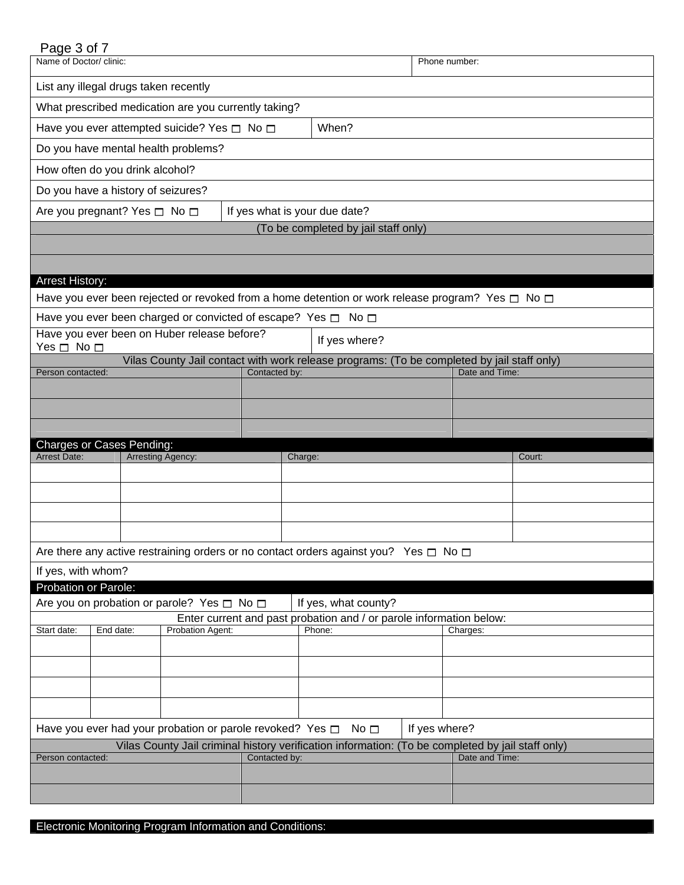| Name of Doctor/ clinic: | Phone number: |
|---|---|

List any illegal drugs taken recently

What prescribed medication are you currently taking?

Have you ever attempted suicide? Yes ☐ No ☐ | When?

Do you have mental health problems?

How often do you drink alcohol?

Do you have a history of seizures?

Are you pregnant? Yes ☐ No ☐ | If yes what is your due date?

(To be completed by jail staff only)

## Arrest History:

Have you ever been rejected or revoked from a home detention or work release program? Yes ☐ No ☐

Have you ever been charged or convicted of escape? Yes ☐ No ☐

Have you ever been on Huber release before? Yes ☐ No ☐ | If yes where?

Vilas County Jail contact with work release programs: (To be completed by jail staff only)

| Person contacted: | Contacted by: | Date and Time: |
|---|---|---|
| | | |
| | | |
| | | |

## Charges or Cases Pending:

| Arrest Date: | Arresting Agency: | Charge: | Court: |
|---|---|---|---|
| | | | |
| | | | |
| | | | |
| | | | |

Are there any active restraining orders or no contact orders against you? Yes ☐ No ☐

If yes, with whom?

## Probation or Parole:

Are you on probation or parole? Yes ☐ No ☐ | If yes, what county?

Enter current and past probation and / or parole information below:

| Start date: | End date: | Probation Agent: | Phone: | Charges: |
|---|---|---|---|---|
| | | | | |
| | | | | |
| | | | | |
| | | | | |

Have you ever had your probation or parole revoked? Yes ☐ No ☐ | If yes where?

Vilas County Jail criminal history verification information: (To be completed by jail staff only)

| Person contacted: | Contacted by: | Date and Time: |
|---|---|---|
| | | |
| | | |

## Electronic Monitoring Program Information and Conditions: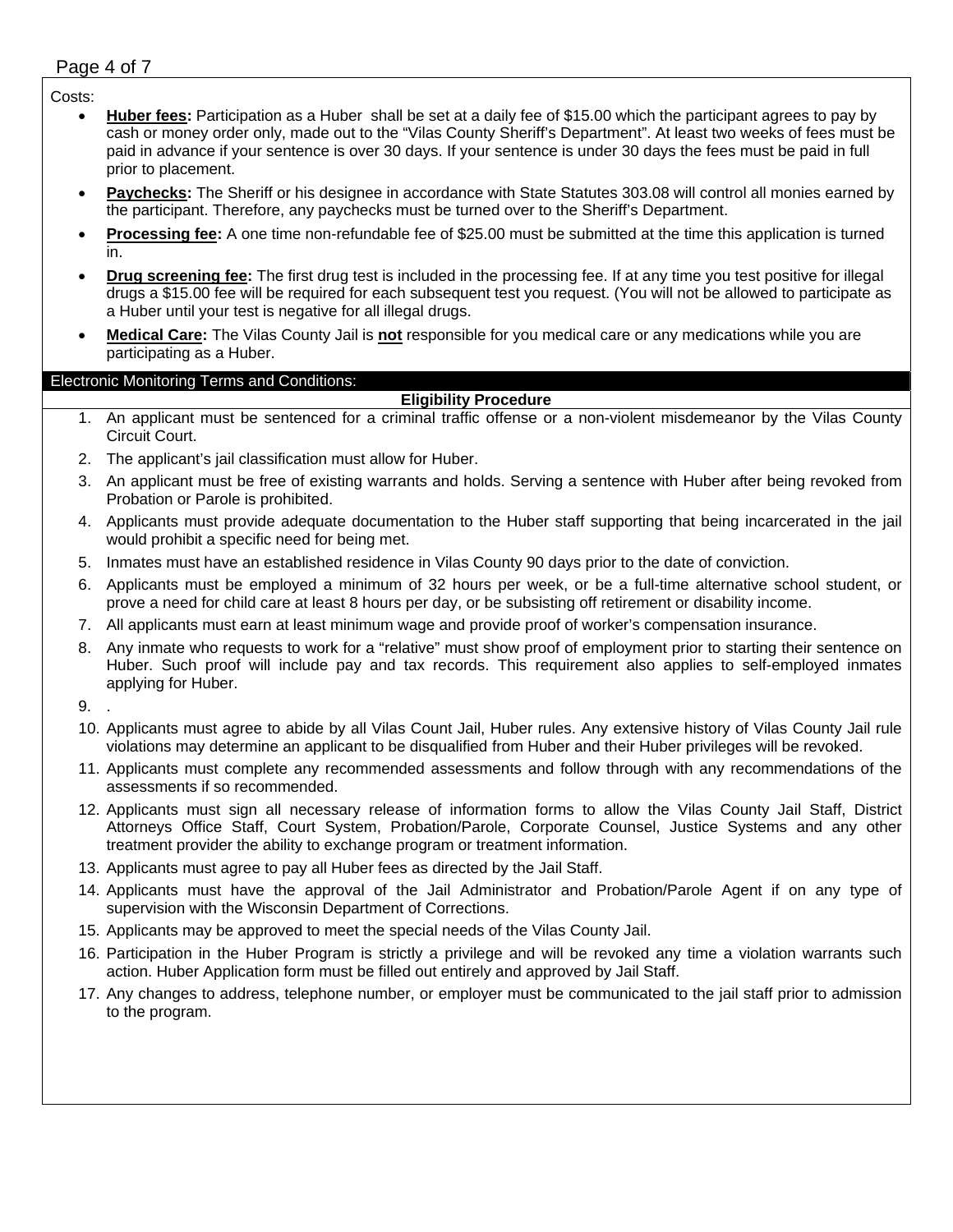Costs:

- **Huber fees:** Participation as a Huber shall be set at a daily fee of $15.00 which the participant agrees to pay by cash or money order only, made out to the "Vilas County Sheriff's Department". At least two weeks of fees must be paid in advance if your sentence is over 30 days. If your sentence is under 30 days the fees must be paid in full prior to placement.
- **Paychecks:** The Sheriff or his designee in accordance with State Statutes 303.08 will control all monies earned by the participant. Therefore, any paychecks must be turned over to the Sheriff's Department.
- **Processing fee:** A one time non-refundable fee of $25.00 must be submitted at the time this application is turned in.
- **Drug screening fee:** The first drug test is included in the processing fee. If at any time you test positive for illegal drugs a $15.00 fee will be required for each subsequent test you request. (You will not be allowed to participate as a Huber until your test is negative for all illegal drugs.
- **Medical Care:** The Vilas County Jail is **not** responsible for you medical care or any medications while you are participating as a Huber.

## Electronic Monitoring Terms and Conditions:

### Eligibility Procedure

1. An applicant must be sentenced for a criminal traffic offense or a non-violent misdemeanor by the Vilas County Circuit Court.
2. The applicant's jail classification must allow for Huber.
3. An applicant must be free of existing warrants and holds. Serving a sentence with Huber after being revoked from Probation or Parole is prohibited.
4. Applicants must provide adequate documentation to the Huber staff supporting that being incarcerated in the jail would prohibit a specific need for being met.
5. Inmates must have an established residence in Vilas County 90 days prior to the date of conviction.
6. Applicants must be employed a minimum of 32 hours per week, or be a full-time alternative school student, or prove a need for child care at least 8 hours per day, or be subsisting off retirement or disability income.
7. All applicants must earn at least minimum wage and provide proof of worker's compensation insurance.
8. Any inmate who requests to work for a "relative" must show proof of employment prior to starting their sentence on Huber. Such proof will include pay and tax records. This requirement also applies to self-employed inmates applying for Huber.
9. .
10. Applicants must agree to abide by all Vilas Count Jail, Huber rules. Any extensive history of Vilas County Jail rule violations may determine an applicant to be disqualified from Huber and their Huber privileges will be revoked.
11. Applicants must complete any recommended assessments and follow through with any recommendations of the assessments if so recommended.
12. Applicants must sign all necessary release of information forms to allow the Vilas County Jail Staff, District Attorneys Office Staff, Court System, Probation/Parole, Corporate Counsel, Justice Systems and any other treatment provider the ability to exchange program or treatment information.
13. Applicants must agree to pay all Huber fees as directed by the Jail Staff.
14. Applicants must have the approval of the Jail Administrator and Probation/Parole Agent if on any type of supervision with the Wisconsin Department of Corrections.
15. Applicants may be approved to meet the special needs of the Vilas County Jail.
16. Participation in the Huber Program is strictly a privilege and will be revoked any time a violation warrants such action. Huber Application form must be filled out entirely and approved by Jail Staff.
17. Any changes to address, telephone number, or employer must be communicated to the jail staff prior to admission to the program.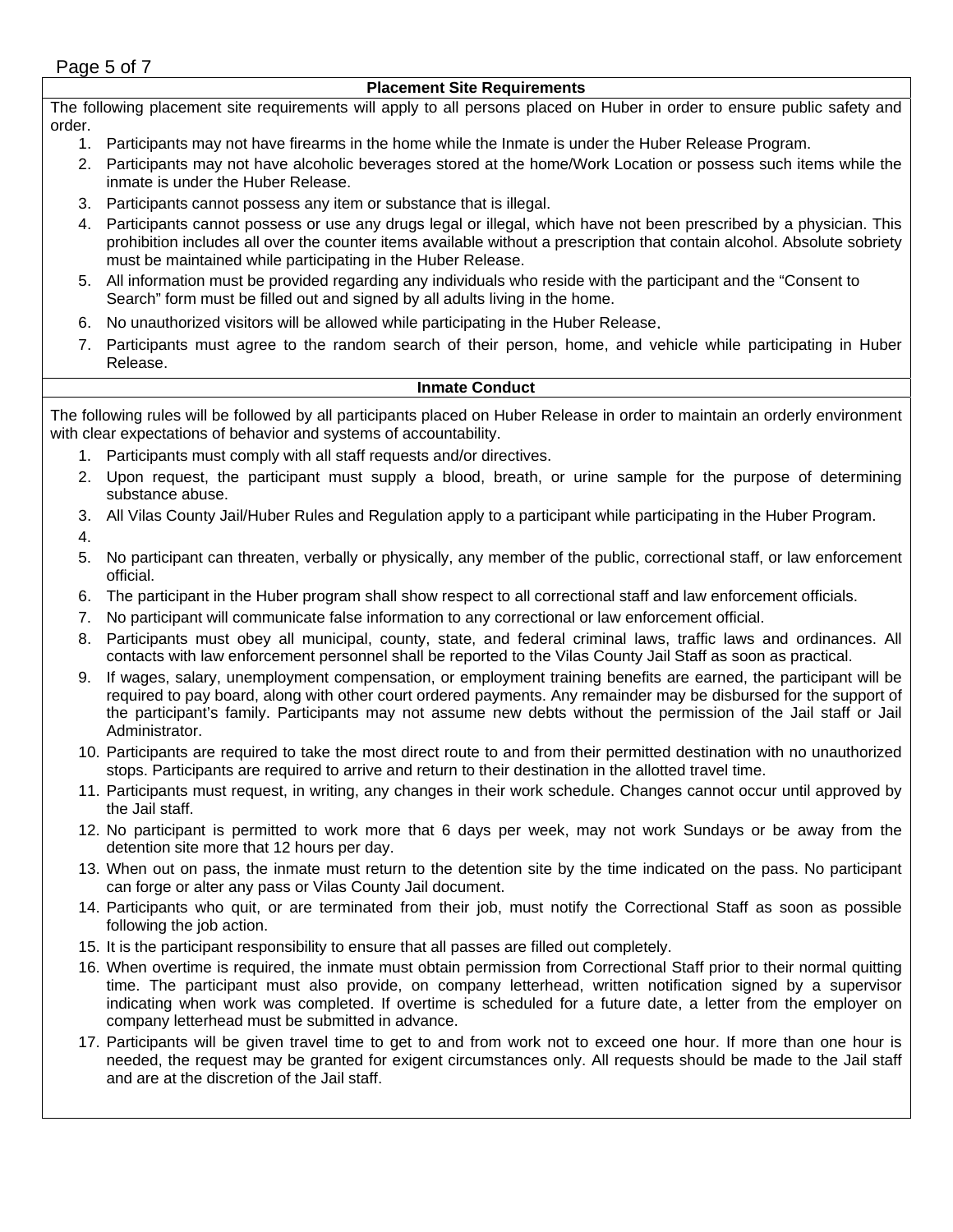## Placement Site Requirements

The following placement site requirements will apply to all persons placed on Huber in order to ensure public safety and order.

1. Participants may not have firearms in the home while the Inmate is under the Huber Release Program.
2. Participants may not have alcoholic beverages stored at the home/Work Location or possess such items while the inmate is under the Huber Release.
3. Participants cannot possess any item or substance that is illegal.
4. Participants cannot possess or use any drugs legal or illegal, which have not been prescribed by a physician. This prohibition includes all over the counter items available without a prescription that contain alcohol. Absolute sobriety must be maintained while participating in the Huber Release.
5. All information must be provided regarding any individuals who reside with the participant and the "Consent to Search" form must be filled out and signed by all adults living in the home.
6. No unauthorized visitors will be allowed while participating in the Huber Release.
7. Participants must agree to the random search of their person, home, and vehicle while participating in Huber Release.

## Inmate Conduct

The following rules will be followed by all participants placed on Huber Release in order to maintain an orderly environment with clear expectations of behavior and systems of accountability.

1. Participants must comply with all staff requests and/or directives.
2. Upon request, the participant must supply a blood, breath, or urine sample for the purpose of determining substance abuse.
3. All Vilas County Jail/Huber Rules and Regulation apply to a participant while participating in the Huber Program.
4. 
5. No participant can threaten, verbally or physically, any member of the public, correctional staff, or law enforcement official.
6. The participant in the Huber program shall show respect to all correctional staff and law enforcement officials.
7. No participant will communicate false information to any correctional or law enforcement official.
8. Participants must obey all municipal, county, state, and federal criminal laws, traffic laws and ordinances. All contacts with law enforcement personnel shall be reported to the Vilas County Jail Staff as soon as practical.
9. If wages, salary, unemployment compensation, or employment training benefits are earned, the participant will be required to pay board, along with other court ordered payments. Any remainder may be disbursed for the support of the participant's family. Participants may not assume new debts without the permission of the Jail staff or Jail Administrator.
10. Participants are required to take the most direct route to and from their permitted destination with no unauthorized stops. Participants are required to arrive and return to their destination in the allotted travel time.
11. Participants must request, in writing, any changes in their work schedule. Changes cannot occur until approved by the Jail staff.
12. No participant is permitted to work more that 6 days per week, may not work Sundays or be away from the detention site more that 12 hours per day.
13. When out on pass, the inmate must return to the detention site by the time indicated on the pass. No participant can forge or alter any pass or Vilas County Jail document.
14. Participants who quit, or are terminated from their job, must notify the Correctional Staff as soon as possible following the job action.
15. It is the participant responsibility to ensure that all passes are filled out completely.
16. When overtime is required, the inmate must obtain permission from Correctional Staff prior to their normal quitting time. The participant must also provide, on company letterhead, written notification signed by a supervisor indicating when work was completed. If overtime is scheduled for a future date, a letter from the employer on company letterhead must be submitted in advance.
17. Participants will be given travel time to get to and from work not to exceed one hour. If more than one hour is needed, the request may be granted for exigent circumstances only. All requests should be made to the Jail staff and are at the discretion of the Jail staff.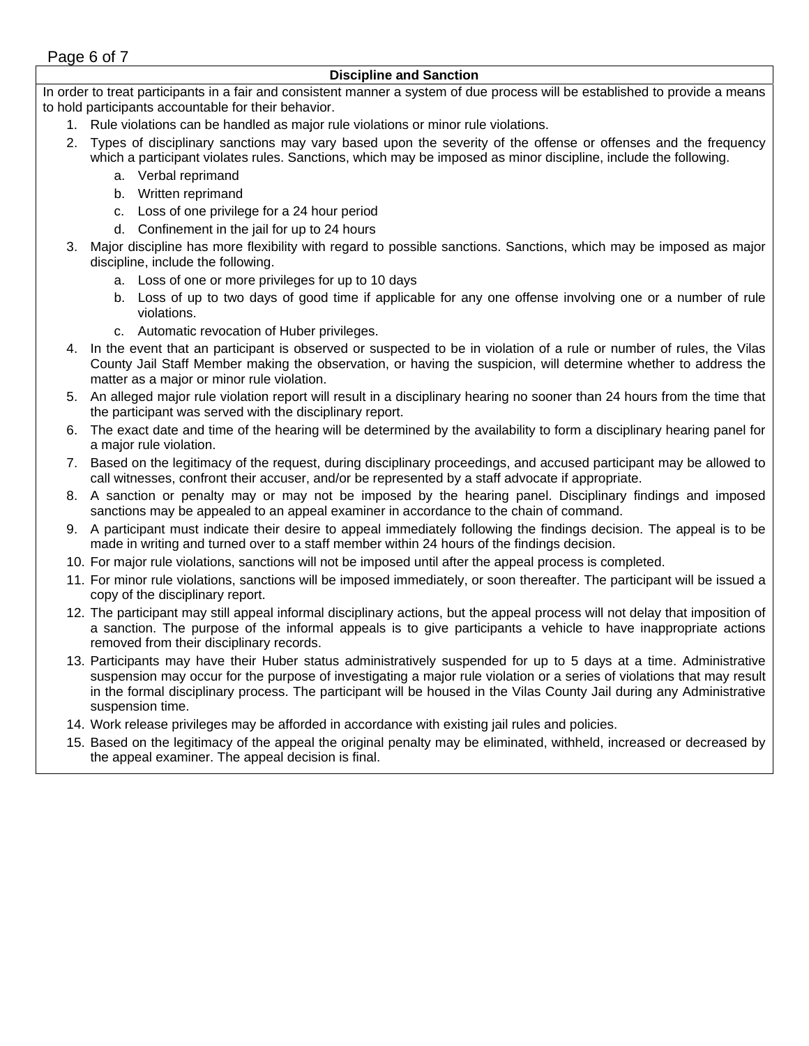## Discipline and Sanction

In order to treat participants in a fair and consistent manner a system of due process will be established to provide a means to hold participants accountable for their behavior.

1. Rule violations can be handled as major rule violations or minor rule violations.
2. Types of disciplinary sanctions may vary based upon the severity of the offense or offenses and the frequency which a participant violates rules. Sanctions, which may be imposed as minor discipline, include the following.
    a. Verbal reprimand
    b. Written reprimand
    c. Loss of one privilege for a 24 hour period
    d. Confinement in the jail for up to 24 hours
3. Major discipline has more flexibility with regard to possible sanctions. Sanctions, which may be imposed as major discipline, include the following.
    a. Loss of one or more privileges for up to 10 days
    b. Loss of up to two days of good time if applicable for any one offense involving one or a number of rule violations.
    c. Automatic revocation of Huber privileges.
4. In the event that an participant is observed or suspected to be in violation of a rule or number of rules, the Vilas County Jail Staff Member making the observation, or having the suspicion, will determine whether to address the matter as a major or minor rule violation.
5. An alleged major rule violation report will result in a disciplinary hearing no sooner than 24 hours from the time that the participant was served with the disciplinary report.
6. The exact date and time of the hearing will be determined by the availability to form a disciplinary hearing panel for a major rule violation.
7. Based on the legitimacy of the request, during disciplinary proceedings, and accused participant may be allowed to call witnesses, confront their accuser, and/or be represented by a staff advocate if appropriate.
8. A sanction or penalty may or may not be imposed by the hearing panel. Disciplinary findings and imposed sanctions may be appealed to an appeal examiner in accordance to the chain of command.
9. A participant must indicate their desire to appeal immediately following the findings decision. The appeal is to be made in writing and turned over to a staff member within 24 hours of the findings decision.
10. For major rule violations, sanctions will not be imposed until after the appeal process is completed.
11. For minor rule violations, sanctions will be imposed immediately, or soon thereafter. The participant will be issued a copy of the disciplinary report.
12. The participant may still appeal informal disciplinary actions, but the appeal process will not delay that imposition of a sanction. The purpose of the informal appeals is to give participants a vehicle to have inappropriate actions removed from their disciplinary records.
13. Participants may have their Huber status administratively suspended for up to 5 days at a time. Administrative suspension may occur for the purpose of investigating a major rule violation or a series of violations that may result in the formal disciplinary process. The participant will be housed in the Vilas County Jail during any Administrative suspension time.
14. Work release privileges may be afforded in accordance with existing jail rules and policies.
15. Based on the legitimacy of the appeal the original penalty may be eliminated, withheld, increased or decreased by the appeal examiner. The appeal decision is final.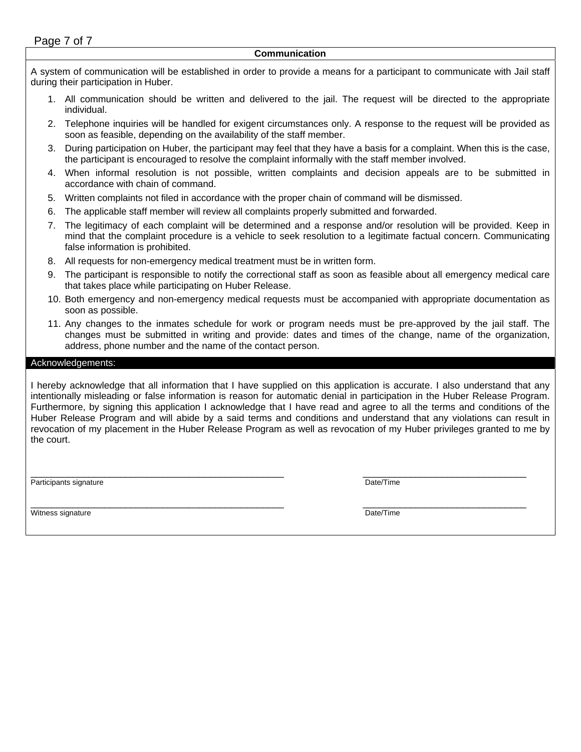## Communication

A system of communication will be established in order to provide a means for a participant to communicate with Jail staff during their participation in Huber.

1. All communication should be written and delivered to the jail. The request will be directed to the appropriate individual.
2. Telephone inquiries will be handled for exigent circumstances only. A response to the request will be provided as soon as feasible, depending on the availability of the staff member.
3. During participation on Huber, the participant may feel that they have a basis for a complaint. When this is the case, the participant is encouraged to resolve the complaint informally with the staff member involved.
4. When informal resolution is not possible, written complaints and decision appeals are to be submitted in accordance with chain of command.
5. Written complaints not filed in accordance with the proper chain of command will be dismissed.
6. The applicable staff member will review all complaints properly submitted and forwarded.
7. The legitimacy of each complaint will be determined and a response and/or resolution will be provided. Keep in mind that the complaint procedure is a vehicle to seek resolution to a legitimate factual concern. Communicating false information is prohibited.
8. All requests for non-emergency medical treatment must be in written form.
9. The participant is responsible to notify the correctional staff as soon as feasible about all emergency medical care that takes place while participating on Huber Release.
10. Both emergency and non-emergency medical requests must be accompanied with appropriate documentation as soon as possible.
11. Any changes to the inmates schedule for work or program needs must be pre-approved by the jail staff. The changes must be submitted in writing and provide: dates and times of the change, name of the organization, address, phone number and the name of the contact person.

## Acknowledgements:

I hereby acknowledge that all information that I have supplied on this application is accurate. I also understand that any intentionally misleading or false information is reason for automatic denial in participation in the Huber Release Program. Furthermore, by signing this application I acknowledge that I have read and agree to all the terms and conditions of the Huber Release Program and will abide by a said terms and conditions and understand that any violations can result in revocation of my placement in the Huber Release Program as well as revocation of my Huber privileges granted to me by the court.

_____________________________________________ _____________________________
Participants signature Date/Time

_____________________________________________ _____________________________
Witness signature Date/Time